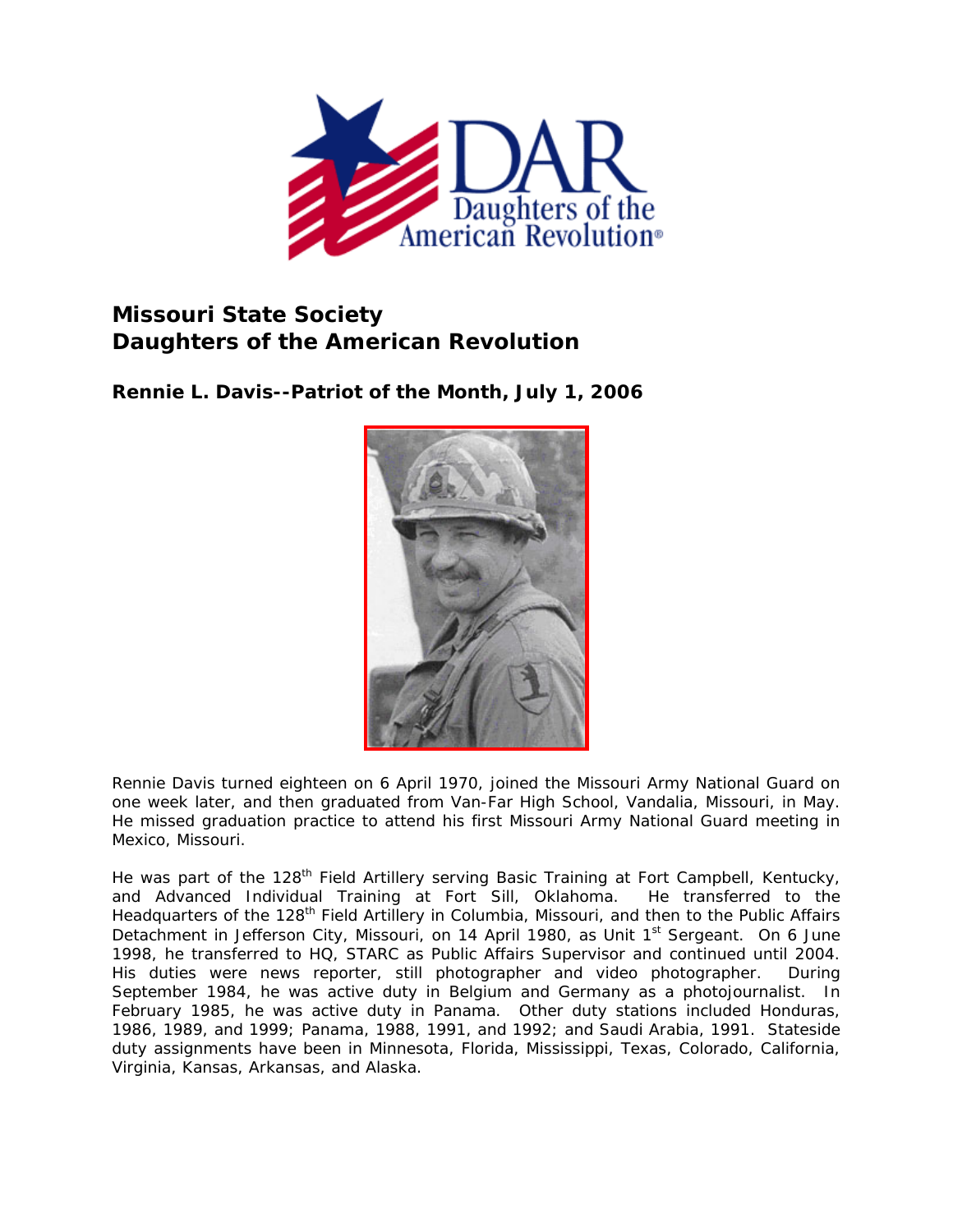# Missouri State Society
# Daughters of the American Revolution

## Rennie L. Davis--Patriot of the Month, July 1, 2006

Rennie Davis turned eighteen on 6 April 1970, joined the Missouri Army National Guard on one week later, and then graduated from Van-Far High School, Vandalia, Missouri, in May. He missed graduation practice to attend his first Missouri Army National Guard meeting in Mexico, Missouri.

He was part of the 128th Field Artillery serving Basic Training at Fort Campbell, Kentucky, and Advanced Individual Training at Fort Sill, Oklahoma. He transferred to the Headquarters of the 128th Field Artillery in Columbia, Missouri, and then to the Public Affairs Detachment in Jefferson City, Missouri, on 14 April 1980, as Unit 1st Sergeant. On 6 June 1998, he transferred to HQ, STARC as Public Affairs Supervisor and continued until 2004. His duties were news reporter, still photographer and video photographer. During September 1984, he was active duty in Belgium and Germany as a photojournalist. In February 1985, he was active duty in Panama. Other duty stations included Honduras, 1986, 1989, and 1999; Panama, 1988, 1991, and 1992; and Saudi Arabia, 1991. Stateside duty assignments have been in Minnesota, Florida, Mississippi, Texas, Colorado, California, Virginia, Kansas, Arkansas, and Alaska.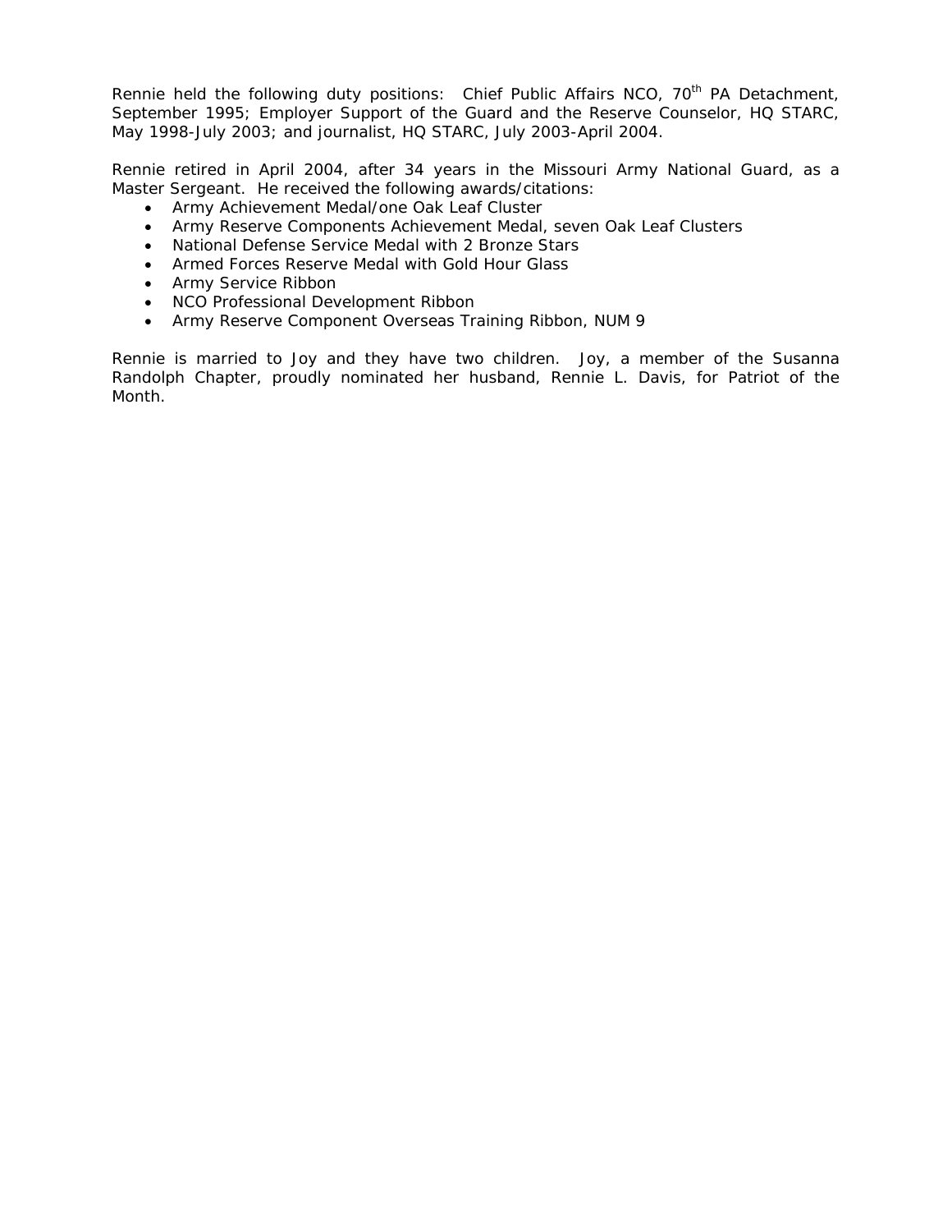Rennie held the following duty positions: Chief Public Affairs NCO, 70th PA Detachment, September 1995; Employer Support of the Guard and the Reserve Counselor, HQ STARC, May 1998-July 2003; and journalist, HQ STARC, July 2003-April 2004.

Rennie retired in April 2004, after 34 years in the Missouri Army National Guard, as a Master Sergeant. He received the following awards/citations:

- Army Achievement Medal/one Oak Leaf Cluster
- Army Reserve Components Achievement Medal, seven Oak Leaf Clusters
- National Defense Service Medal with 2 Bronze Stars
- Armed Forces Reserve Medal with Gold Hour Glass
- Army Service Ribbon
- NCO Professional Development Ribbon
- Army Reserve Component Overseas Training Ribbon, NUM 9

Rennie is married to Joy and they have two children. Joy, a member of the Susanna Randolph Chapter, proudly nominated her husband, Rennie L. Davis, for Patriot of the Month.